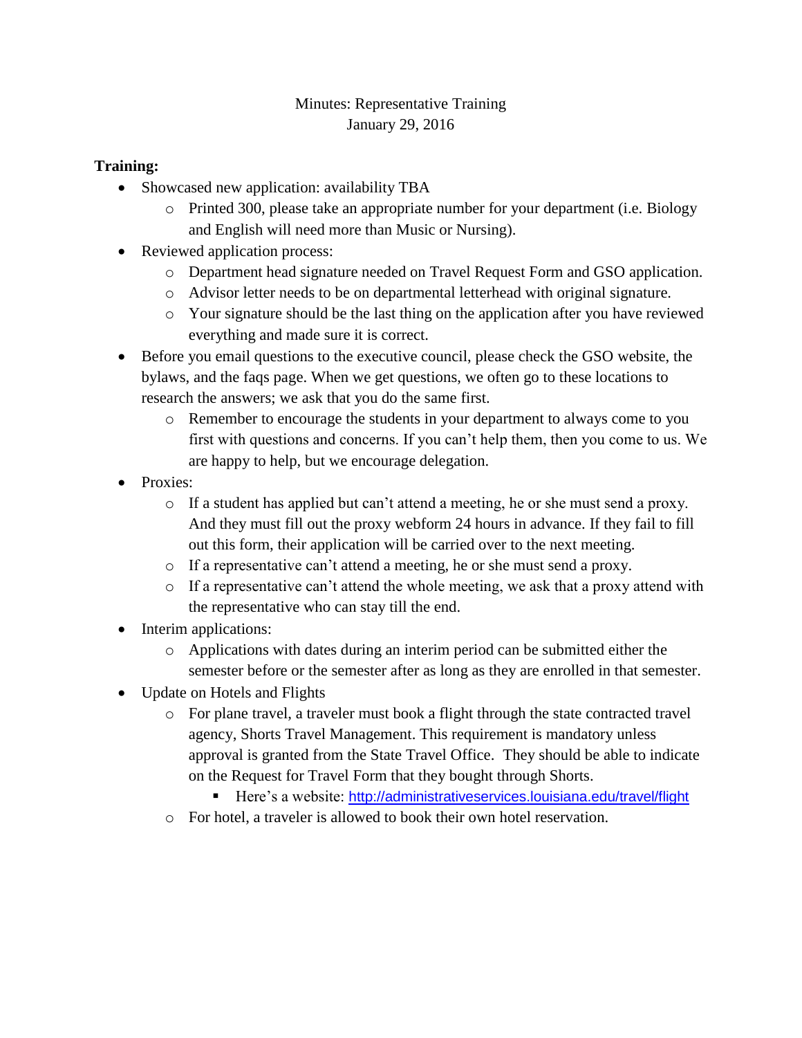# Minutes: Representative Training
January 29, 2016

**Training:**

- Showcased new application: availability TBA
  - Printed 300, please take an appropriate number for your department (i.e. Biology and English will need more than Music or Nursing).
- Reviewed application process:
  - Department head signature needed on Travel Request Form and GSO application.
  - Advisor letter needs to be on departmental letterhead with original signature.
  - Your signature should be the last thing on the application after you have reviewed everything and made sure it is correct.
- Before you email questions to the executive council, please check the GSO website, the bylaws, and the faqs page. When we get questions, we often go to these locations to research the answers; we ask that you do the same first.
  - Remember to encourage the students in your department to always come to you first with questions and concerns. If you can't help them, then you come to us. We are happy to help, but we encourage delegation.
- Proxies:
  - If a student has applied but can't attend a meeting, he or she must send a proxy. And they must fill out the proxy webform 24 hours in advance. If they fail to fill out this form, their application will be carried over to the next meeting.
  - If a representative can't attend a meeting, he or she must send a proxy.
  - If a representative can't attend the whole meeting, we ask that a proxy attend with the representative who can stay till the end.
- Interim applications:
  - Applications with dates during an interim period can be submitted either the semester before or the semester after as long as they are enrolled in that semester.
- Update on Hotels and Flights
  - For plane travel, a traveler must book a flight through the state contracted travel agency, Shorts Travel Management. This requirement is mandatory unless approval is granted from the State Travel Office. They should be able to indicate on the Request for Travel Form that they bought through Shorts.
    - Here's a website: http://administrativeservices.louisiana.edu/travel/flight
  - For hotel, a traveler is allowed to book their own hotel reservation.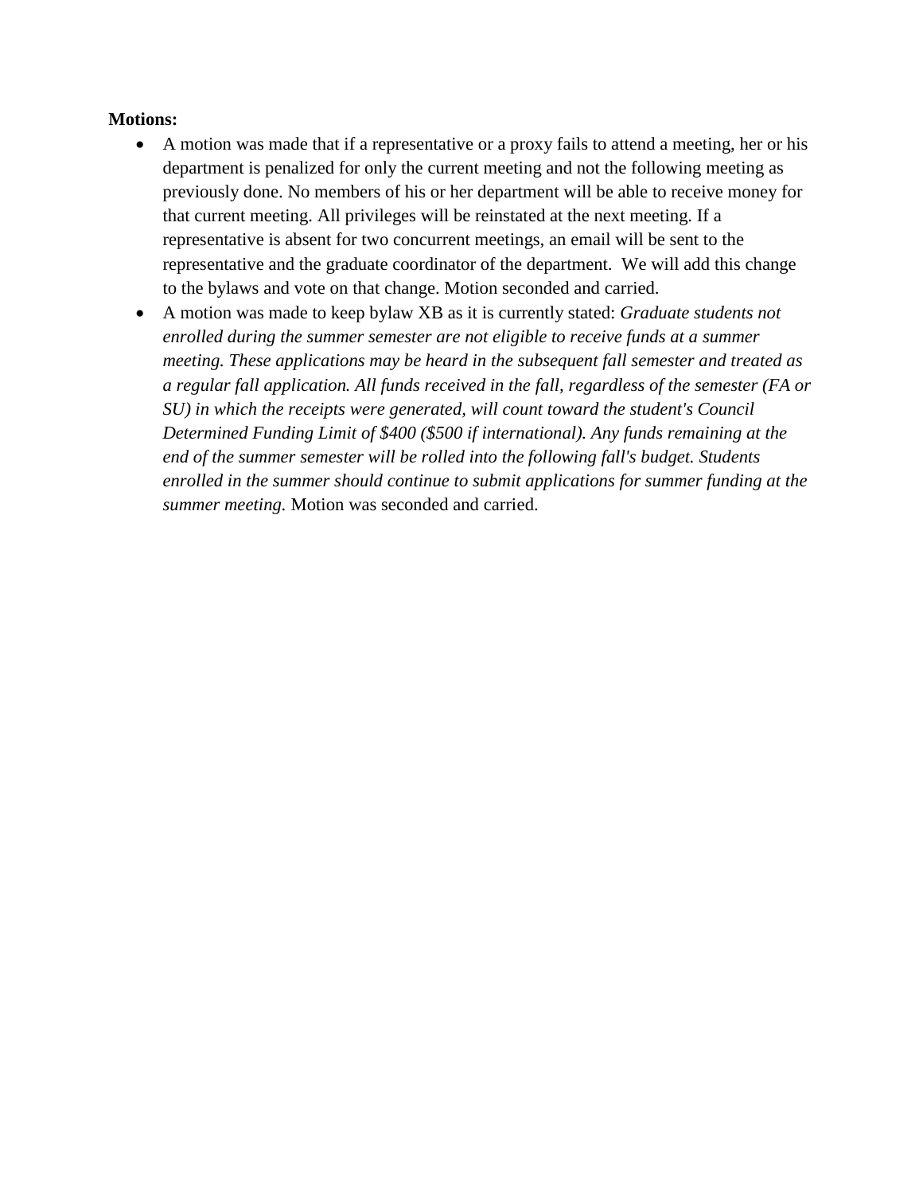**Motions:**

- A motion was made that if a representative or a proxy fails to attend a meeting, her or his department is penalized for only the current meeting and not the following meeting as previously done. No members of his or her department will be able to receive money for that current meeting. All privileges will be reinstated at the next meeting. If a representative is absent for two concurrent meetings, an email will be sent to the representative and the graduate coordinator of the department. We will add this change to the bylaws and vote on that change. Motion seconded and carried.
- A motion was made to keep bylaw XB as it is currently stated: *Graduate students not enrolled during the summer semester are not eligible to receive funds at a summer meeting. These applications may be heard in the subsequent fall semester and treated as a regular fall application. All funds received in the fall, regardless of the semester (FA or SU) in which the receipts were generated, will count toward the student's Council Determined Funding Limit of $400 ($500 if international). Any funds remaining at the end of the summer semester will be rolled into the following fall's budget. Students enrolled in the summer should continue to submit applications for summer funding at the summer meeting.* Motion was seconded and carried.